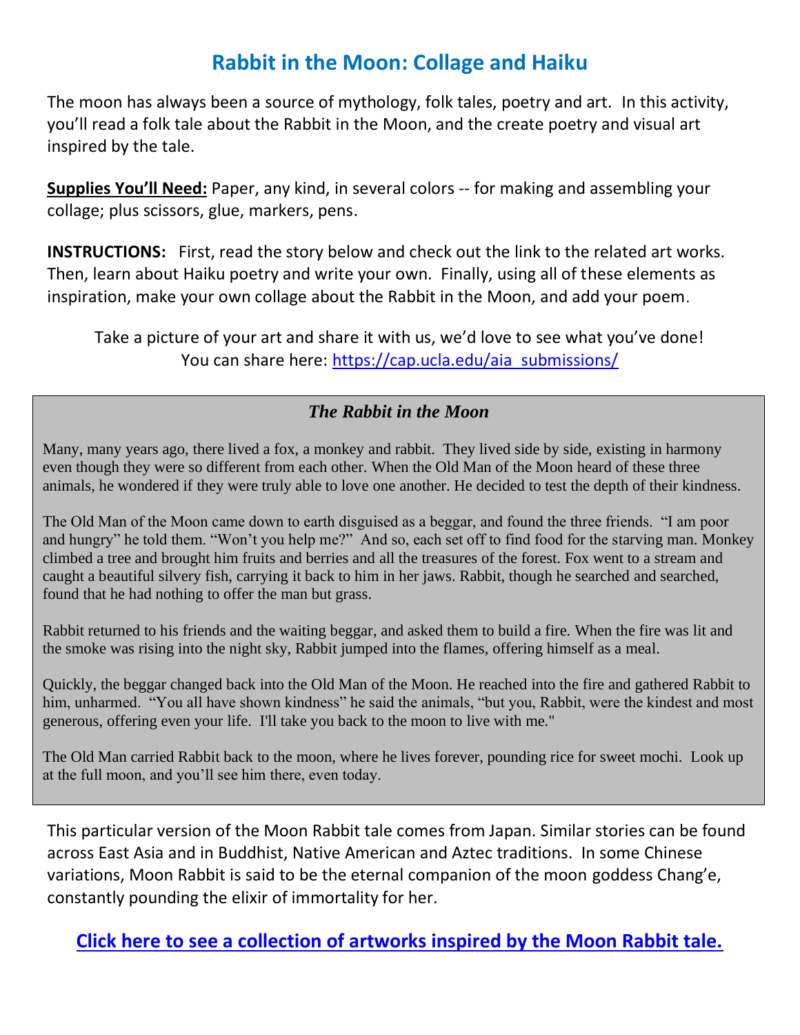# Rabbit in the Moon: Collage and Haiku

The moon has always been a source of mythology, folk tales, poetry and art. In this activity, you'll read a folk tale about the Rabbit in the Moon, and the create poetry and visual art inspired by the tale.

**Supplies You'll Need:** Paper, any kind, in several colors -- for making and assembling your collage; plus scissors, glue, markers, pens.

**INSTRUCTIONS:** First, read the story below and check out the link to the related art works. Then, learn about Haiku poetry and write your own. Finally, using all of these elements as inspiration, make your own collage about the Rabbit in the Moon, and add your poem.

Take a picture of your art and share it with us, we'd love to see what you've done!
You can share here: [https://cap.ucla.edu/aia_submissions/](https://cap.ucla.edu/aia_submissions/)

## *The Rabbit in the Moon*

Many, many years ago, there lived a fox, a monkey and rabbit. They lived side by side, existing in harmony even though they were so different from each other. When the Old Man of the Moon heard of these three animals, he wondered if they were truly able to love one another. He decided to test the depth of their kindness.

The Old Man of the Moon came down to earth disguised as a beggar, and found the three friends. "I am poor and hungry" he told them. "Won't you help me?" And so, each set off to find food for the starving man. Monkey climbed a tree and brought him fruits and berries and all the treasures of the forest. Fox went to a stream and caught a beautiful silvery fish, carrying it back to him in her jaws. Rabbit, though he searched and searched, found that he had nothing to offer the man but grass.

Rabbit returned to his friends and the waiting beggar, and asked them to build a fire. When the fire was lit and the smoke was rising into the night sky, Rabbit jumped into the flames, offering himself as a meal.

Quickly, the beggar changed back into the Old Man of the Moon. He reached into the fire and gathered Rabbit to him, unharmed. "You all have shown kindness" he said the animals, "but you, Rabbit, were the kindest and most generous, offering even your life. I'll take you back to the moon to live with me."

The Old Man carried Rabbit back to the moon, where he lives forever, pounding rice for sweet mochi. Look up at the full moon, and you'll see him there, even today.

This particular version of the Moon Rabbit tale comes from Japan. Similar stories can be found across East Asia and in Buddhist, Native American and Aztec traditions. In some Chinese variations, Moon Rabbit is said to be the eternal companion of the moon goddess Chang'e, constantly pounding the elixir of immortality for her.

**Click here to see a collection of artworks inspired by the Moon Rabbit tale.**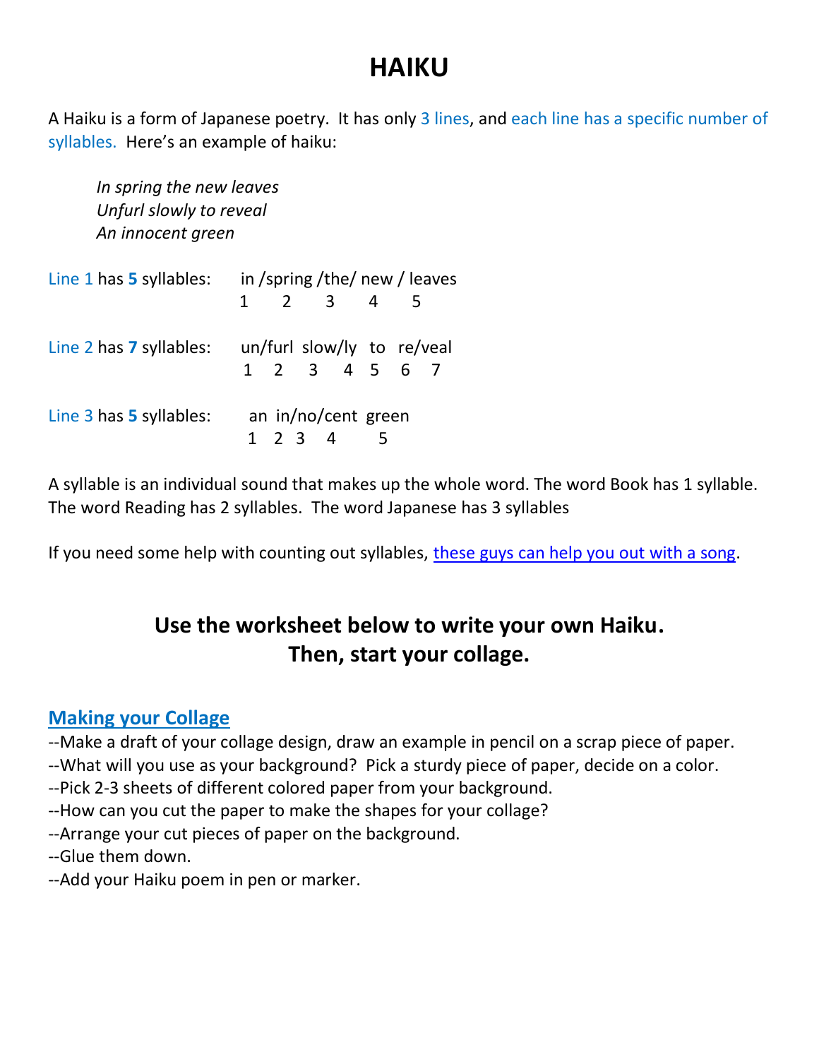# HAIKU

A Haiku is a form of Japanese poetry. It has only 3 lines, and each line has a specific number of syllables. Here's an example of haiku:

> *In spring the new leaves*
> *Unfurl slowly to reveal*
> *An innocent green*

| | |
|---|---|
| Line 1 has **5** syllables: | in /spring /the/ new / leaves |
| | 1 2 3 4 5 |
| Line 2 has **7** syllables: | un/furl slow/ly to re/veal |
| | 1 2 3 4 5 6 7 |
| Line 3 has **5** syllables: | an in/no/cent green |
| | 1 2 3 4 5 |

A syllable is an individual sound that makes up the whole word. The word Book has 1 syllable. The word Reading has 2 syllables. The word Japanese has 3 syllables

If you need some help with counting out syllables, these guys can help you out with a song.

## Use the worksheet below to write your own Haiku. Then, start your collage.

### Making your Collage

--Make a draft of your collage design, draw an example in pencil on a scrap piece of paper.
--What will you use as your background? Pick a sturdy piece of paper, decide on a color.
--Pick 2-3 sheets of different colored paper from your background.
--How can you cut the paper to make the shapes for your collage?
--Arrange your cut pieces of paper on the background.
--Glue them down.
--Add your Haiku poem in pen or marker.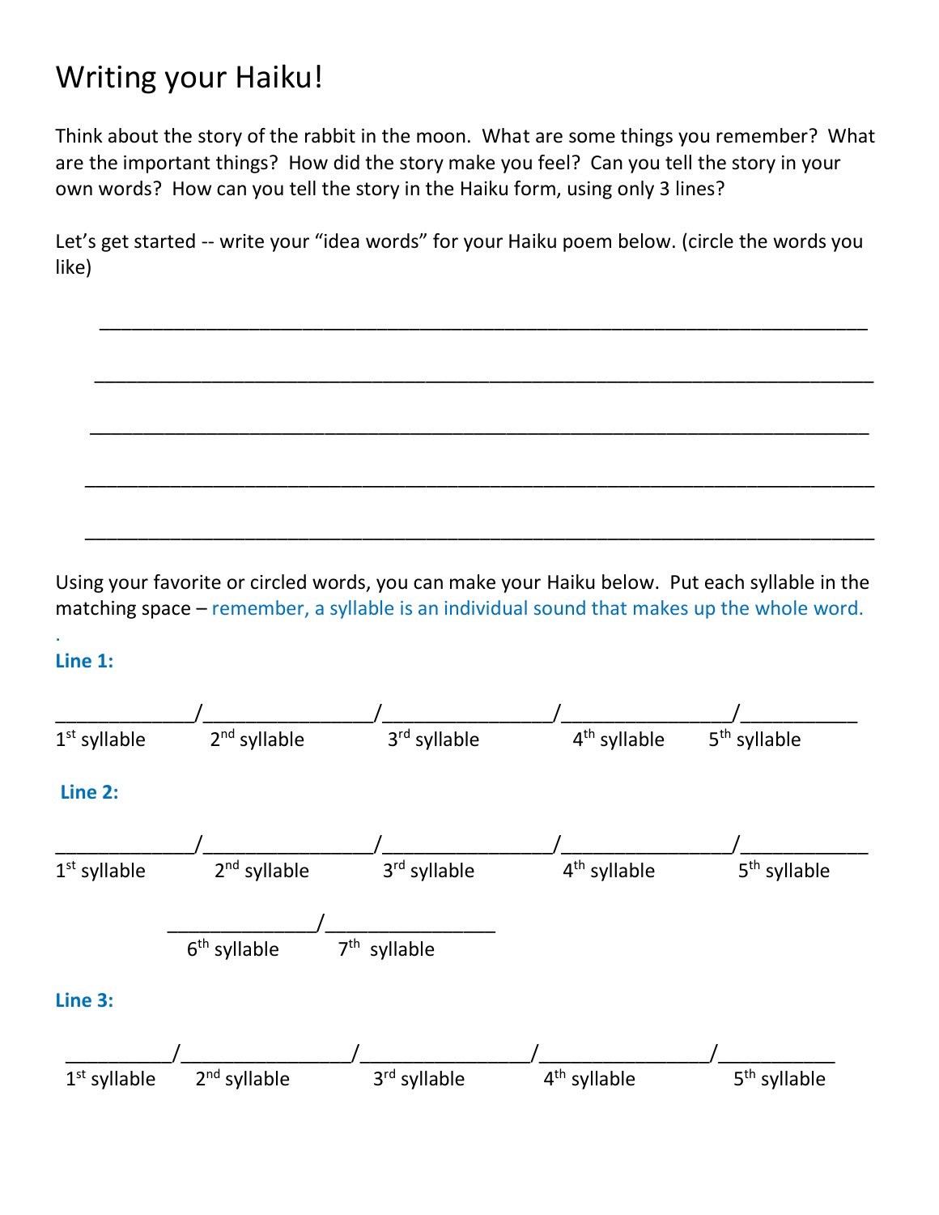# Writing your Haiku!

Think about the story of the rabbit in the moon. What are some things you remember? What are the important things? How did the story make you feel? Can you tell the story in your own words? How can you tell the story in the Haiku form, using only 3 lines?

Let's get started -- write your "idea words" for your Haiku poem below. (circle the words you like)

_______________________________________________________________________________

_______________________________________________________________________________

_______________________________________________________________________________

_______________________________________________________________________________

_______________________________________________________________________________

Using your favorite or circled words, you can make your Haiku below. Put each syllable in the matching space – remember, a syllable is an individual sound that makes up the whole word.

.

**Line 1:**

______________/_________________/_________________/_________________/____________

1st syllable 2nd syllable 3rd syllable 4th syllable 5th syllable

**Line 2:**

______________/_________________/_________________/_________________/_____________

1st syllable 2nd syllable 3rd syllable 4th syllable 5th syllable

______________/_________________

6th syllable 7th syllable

**Line 3:**

___________/_________________/_________________/_________________/____________

1st syllable 2nd syllable 3rd syllable 4th syllable 5th syllable